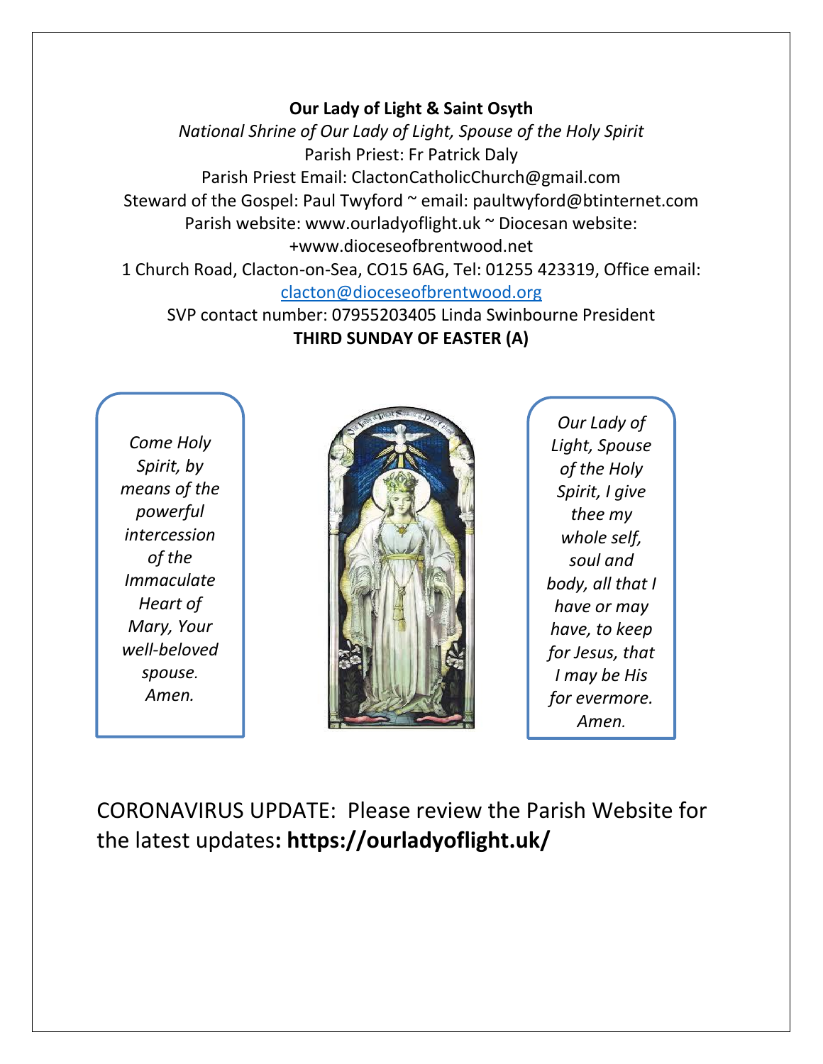**Our Lady of Light & Saint Osyth**

*National Shrine of Our Lady of Light, Spouse of the Holy Spirit*

Parish Priest: Fr Patrick Daly

Parish Priest Email: ClactonCatholicChurch@gmail.com

Steward of the Gospel: Paul Twyford ~ email: paultwyford@btinternet.com

Parish website: www.ourladyoflight.uk ~ Diocesan website: +www.dioceseofbrentwood.net

1 Church Road, Clacton-on-Sea, CO15 6AG, Tel: 01255 423319, Office email: clacton@dioceseofbrentwood.org

SVP contact number: 07955203405 Linda Swinbourne President

**THIRD SUNDAY OF EASTER (A)**

*Come Holy Spirit, by means of the powerful intercession of the Immaculate Heart of Mary, Your well-beloved spouse. Amen.*

*Our Lady of Light, Spouse of the Holy Spirit, I give thee my whole self, soul and body, all that I have or may have, to keep for Jesus, that I may be His for evermore. Amen.*

CORONAVIRUS UPDATE: Please review the Parish Website for the latest updates**: https://ourladyoflight.uk/**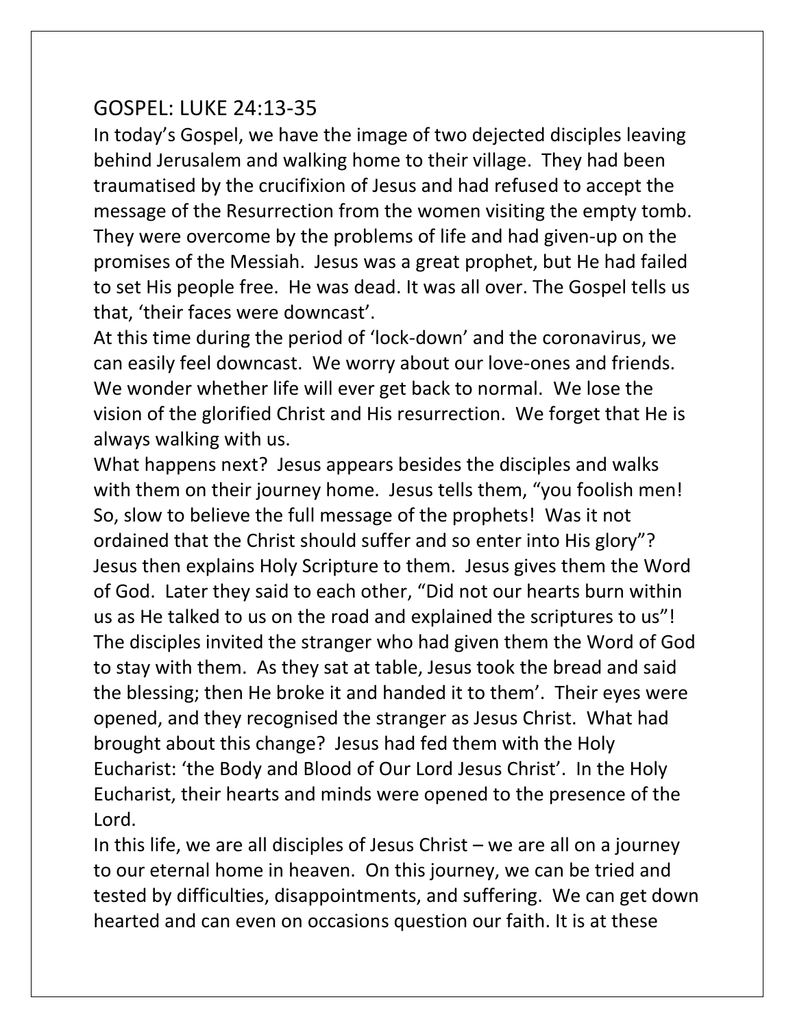GOSPEL: LUKE 24:13-35

In today's Gospel, we have the image of two dejected disciples leaving behind Jerusalem and walking home to their village. They had been traumatised by the crucifixion of Jesus and had refused to accept the message of the Resurrection from the women visiting the empty tomb. They were overcome by the problems of life and had given-up on the promises of the Messiah. Jesus was a great prophet, but He had failed to set His people free. He was dead. It was all over. The Gospel tells us that, 'their faces were downcast'.

At this time during the period of 'lock-down' and the coronavirus, we can easily feel downcast. We worry about our love-ones and friends. We wonder whether life will ever get back to normal. We lose the vision of the glorified Christ and His resurrection. We forget that He is always walking with us.

What happens next? Jesus appears besides the disciples and walks with them on their journey home. Jesus tells them, "you foolish men! So, slow to believe the full message of the prophets! Was it not ordained that the Christ should suffer and so enter into His glory"? Jesus then explains Holy Scripture to them. Jesus gives them the Word of God. Later they said to each other, "Did not our hearts burn within us as He talked to us on the road and explained the scriptures to us"! The disciples invited the stranger who had given them the Word of God to stay with them. As they sat at table, Jesus took the bread and said the blessing; then He broke it and handed it to them'. Their eyes were opened, and they recognised the stranger as Jesus Christ. What had brought about this change? Jesus had fed them with the Holy Eucharist: 'the Body and Blood of Our Lord Jesus Christ'. In the Holy Eucharist, their hearts and minds were opened to the presence of the Lord.

In this life, we are all disciples of Jesus Christ – we are all on a journey to our eternal home in heaven. On this journey, we can be tried and tested by difficulties, disappointments, and suffering. We can get down hearted and can even on occasions question our faith. It is at these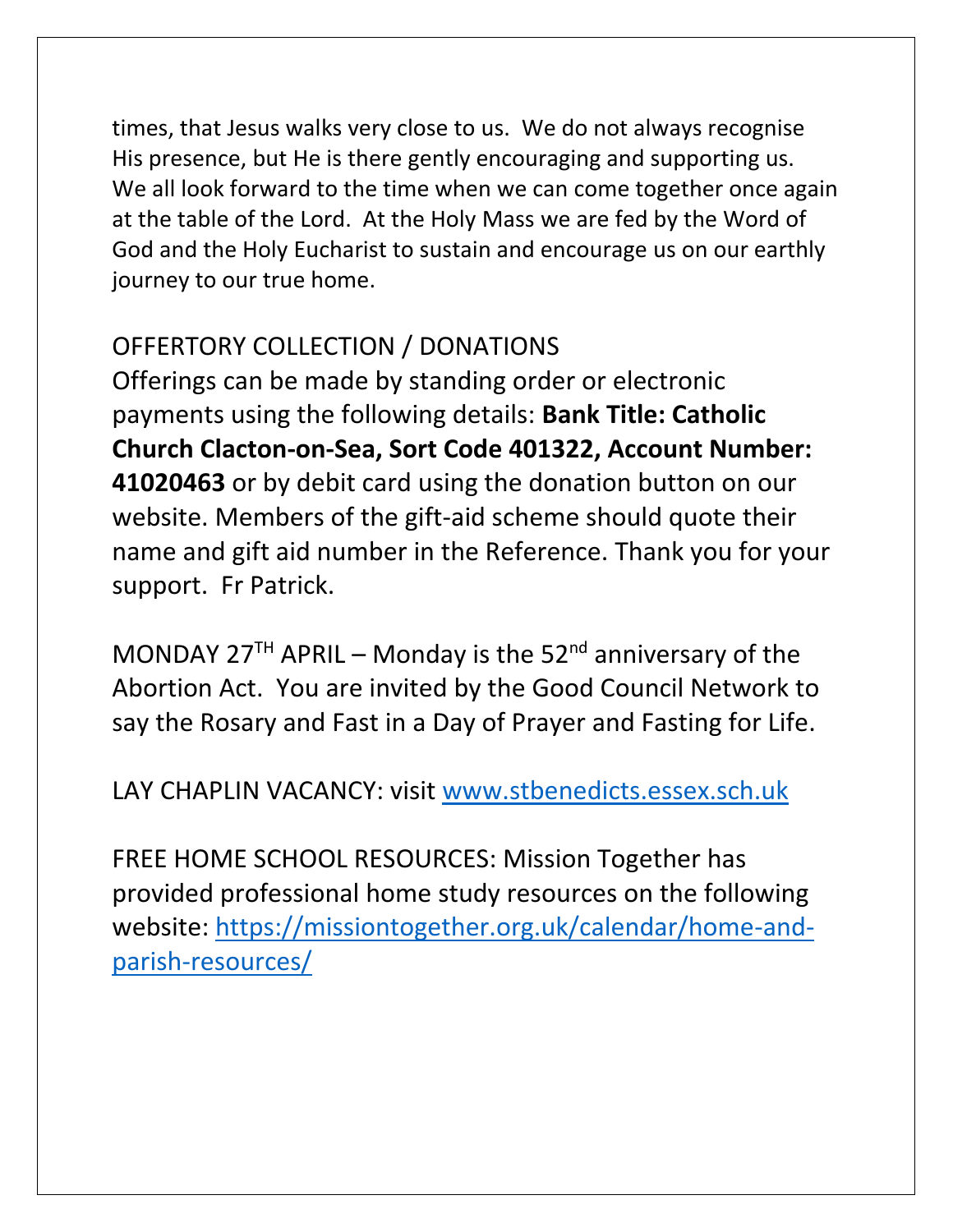times, that Jesus walks very close to us. We do not always recognise His presence, but He is there gently encouraging and supporting us. We all look forward to the time when we can come together once again at the table of the Lord. At the Holy Mass we are fed by the Word of God and the Holy Eucharist to sustain and encourage us on our earthly journey to our true home.

OFFERTORY COLLECTION / DONATIONS

Offerings can be made by standing order or electronic payments using the following details: **Bank Title: Catholic Church Clacton-on-Sea, Sort Code 401322, Account Number: 41020463** or by debit card using the donation button on our website. Members of the gift-aid scheme should quote their name and gift aid number in the Reference. Thank you for your support. Fr Patrick.

MONDAY 27TH APRIL – Monday is the 52nd anniversary of the Abortion Act. You are invited by the Good Council Network to say the Rosary and Fast in a Day of Prayer and Fasting for Life.

LAY CHAPLIN VACANCY: visit [www.stbenedicts.essex.sch.uk](http://www.stbenedicts.essex.sch.uk)

FREE HOME SCHOOL RESOURCES: Mission Together has provided professional home study resources on the following website: [https://missiontogether.org.uk/calendar/home-and-parish-resources/](https://missiontogether.org.uk/calendar/home-and-parish-resources/)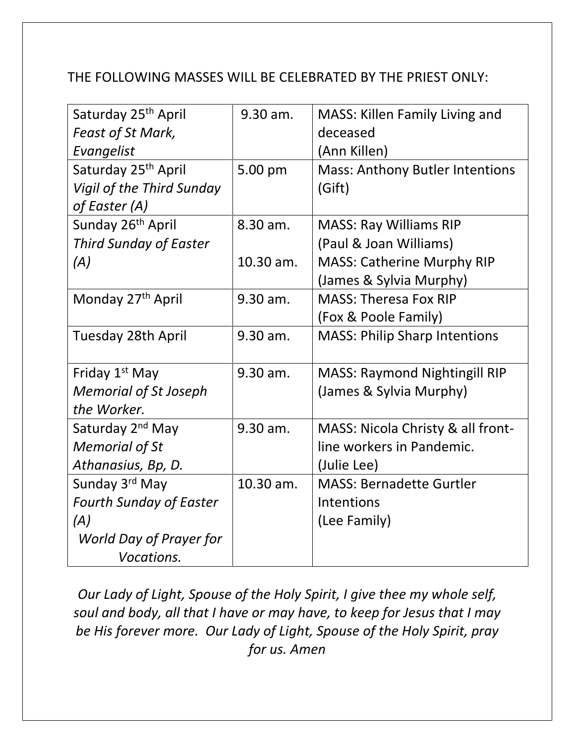THE FOLLOWING MASSES WILL BE CELEBRATED BY THE PRIEST ONLY:

| | | |
|---|---|---|
| Saturday 25th April *Feast of St Mark, Evangelist* | 9.30 am. | MASS: Killen Family Living and deceased (Ann Killen) |
| Saturday 25th April *Vigil of the Third Sunday of Easter (A)* | 5.00 pm | Mass: Anthony Butler Intentions (Gift) |
| Sunday 26th April *Third Sunday of Easter (A)* | 8.30 am.<br>10.30 am. | MASS: Ray Williams RIP (Paul & Joan Williams)<br>MASS: Catherine Murphy RIP (James & Sylvia Murphy) |
| Monday 27th April | 9.30 am. | MASS: Theresa Fox RIP (Fox & Poole Family) |
| Tuesday 28th April | 9.30 am. | MASS: Philip Sharp Intentions |
| Friday 1st May *Memorial of St Joseph the Worker.* | 9.30 am. | MASS: Raymond Nightingill RIP (James & Sylvia Murphy) |
| Saturday 2nd May *Memorial of St Athanasius, Bp, D.* | 9.30 am. | MASS: Nicola Christy & all front-line workers in Pandemic. (Julie Lee) |
| Sunday 3rd May *Fourth Sunday of Easter (A)* *World Day of Prayer for Vocations.* | 10.30 am. | MASS: Bernadette Gurtler Intentions (Lee Family) |

*Our Lady of Light, Spouse of the Holy Spirit, I give thee my whole self, soul and body, all that I have or may have, to keep for Jesus that I may be His forever more. Our Lady of Light, Spouse of the Holy Spirit, pray for us. Amen*